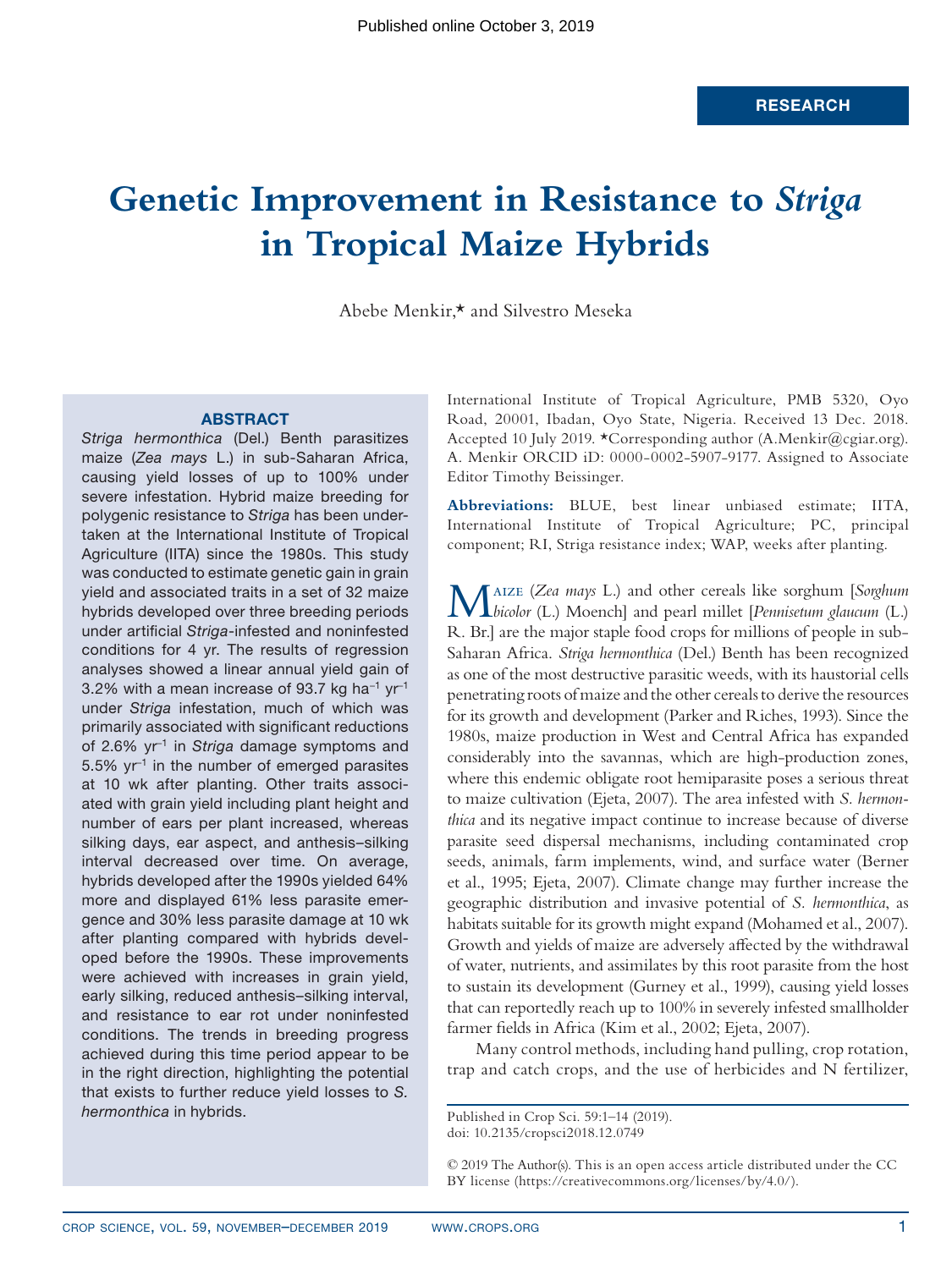# Genetic Improvement in Resistance to *Striga* in Tropical Maize Hybrids

Abebe Menkir,* and Silvestro Meseka

## ABSTRACT

*Striga hermonthica* (Del.) Benth parasitizes maize (*Zea mays* L.) in sub-Saharan Africa, causing yield losses of up to 100% under severe infestation. Hybrid maize breeding for polygenic resistance to *Striga* has been undertaken at the International Institute of Tropical Agriculture (IITA) since the 1980s. This study was conducted to estimate genetic gain in grain yield and associated traits in a set of 32 maize hybrids developed over three breeding periods under artificial *Striga*-infested and noninfested conditions for 4 yr. The results of regression analyses showed a linear annual yield gain of 3.2% with a mean increase of 93.7 kg ha$^{-1}$ yr$^{-1}$ under *Striga* infestation, much of which was primarily associated with significant reductions of 2.6% yr$^{-1}$ in *Striga* damage symptoms and 5.5% yr$^{-1}$ in the number of emerged parasites at 10 wk after planting. Other traits associated with grain yield including plant height and number of ears per plant increased, whereas silking days, ear aspect, and anthesis–silking interval decreased over time. On average, hybrids developed after the 1990s yielded 64% more and displayed 61% less parasite emergence and 30% less parasite damage at 10 wk after planting compared with hybrids developed before the 1990s. These improvements were achieved with increases in grain yield, early silking, reduced anthesis–silking interval, and resistance to ear rot under noninfested conditions. The trends in breeding progress achieved during this time period appear to be in the right direction, highlighting the potential that exists to further reduce yield losses to *S. hermonthica* in hybrids.

International Institute of Tropical Agriculture, PMB 5320, Oyo Road, 20001, Ibadan, Oyo State, Nigeria. Received 13 Dec. 2018. Accepted 10 July 2019. *Corresponding author (A.Menkir@cgiar.org). A. Menkir ORCID iD: 0000-0002-5907-9177. Assigned to Associate Editor Timothy Beissinger.

**Abbreviations:** BLUE, best linear unbiased estimate; IITA, International Institute of Tropical Agriculture; PC, principal component; RI, Striga resistance index; WAP, weeks after planting.

Maize (*Zea mays* L.) and other cereals like sorghum [*Sorghum bicolor* (L.) Moench] and pearl millet [*Pennisetum glaucum* (L.) R. Br.] are the major staple food crops for millions of people in sub-Saharan Africa. *Striga hermonthica* (Del.) Benth has been recognized as one of the most destructive parasitic weeds, with its haustorial cells penetrating roots of maize and the other cereals to derive the resources for its growth and development (Parker and Riches, 1993). Since the 1980s, maize production in West and Central Africa has expanded considerably into the savannas, which are high-production zones, where this endemic obligate root hemiparasite poses a serious threat to maize cultivation (Ejeta, 2007). The area infested with *S. hermonthica* and its negative impact continue to increase because of diverse parasite seed dispersal mechanisms, including contaminated crop seeds, animals, farm implements, wind, and surface water (Berner et al., 1995; Ejeta, 2007). Climate change may further increase the geographic distribution and invasive potential of *S. hermonthica*, as habitats suitable for its growth might expand (Mohamed et al., 2007). Growth and yields of maize are adversely affected by the withdrawal of water, nutrients, and assimilates by this root parasite from the host to sustain its development (Gurney et al., 1999), causing yield losses that can reportedly reach up to 100% in severely infested smallholder farmer fields in Africa (Kim et al., 2002; Ejeta, 2007).

Many control methods, including hand pulling, crop rotation, trap and catch crops, and the use of herbicides and N fertilizer,

Published in Crop Sci. 59:1–14 (2019).
doi: 10.2135/cropsci2018.12.0749

© 2019 The Author(s). This is an open access article distributed under the CC BY license (https://creativecommons.org/licenses/by/4.0/).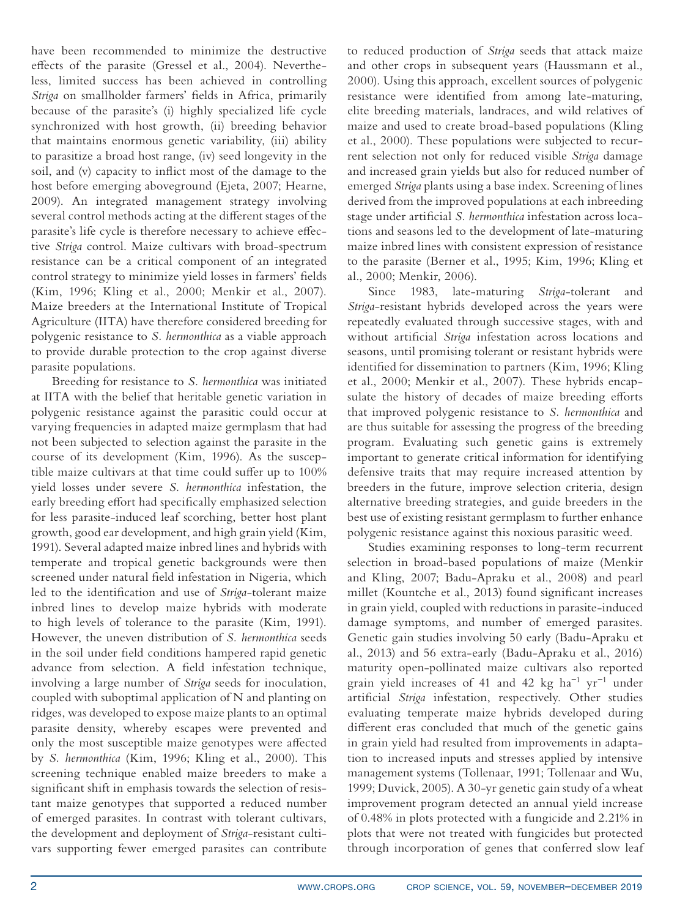have been recommended to minimize the destructive effects of the parasite (Gressel et al., 2004). Nevertheless, limited success has been achieved in controlling *Striga* on smallholder farmers' fields in Africa, primarily because of the parasite's (i) highly specialized life cycle synchronized with host growth, (ii) breeding behavior that maintains enormous genetic variability, (iii) ability to parasitize a broad host range, (iv) seed longevity in the soil, and (v) capacity to inflict most of the damage to the host before emerging aboveground (Ejeta, 2007; Hearne, 2009). An integrated management strategy involving several control methods acting at the different stages of the parasite's life cycle is therefore necessary to achieve effective *Striga* control. Maize cultivars with broad-spectrum resistance can be a critical component of an integrated control strategy to minimize yield losses in farmers' fields (Kim, 1996; Kling et al., 2000; Menkir et al., 2007). Maize breeders at the International Institute of Tropical Agriculture (IITA) have therefore considered breeding for polygenic resistance to *S. hermonthica* as a viable approach to provide durable protection to the crop against diverse parasite populations.

Breeding for resistance to *S. hermonthica* was initiated at IITA with the belief that heritable genetic variation in polygenic resistance against the parasitic could occur at varying frequencies in adapted maize germplasm that had not been subjected to selection against the parasite in the course of its development (Kim, 1996). As the susceptible maize cultivars at that time could suffer up to 100% yield losses under severe *S. hermonthica* infestation, the early breeding effort had specifically emphasized selection for less parasite-induced leaf scorching, better host plant growth, good ear development, and high grain yield (Kim, 1991). Several adapted maize inbred lines and hybrids with temperate and tropical genetic backgrounds were then screened under natural field infestation in Nigeria, which led to the identification and use of *Striga*-tolerant maize inbred lines to develop maize hybrids with moderate to high levels of tolerance to the parasite (Kim, 1991). However, the uneven distribution of *S. hermonthica* seeds in the soil under field conditions hampered rapid genetic advance from selection. A field infestation technique, involving a large number of *Striga* seeds for inoculation, coupled with suboptimal application of N and planting on ridges, was developed to expose maize plants to an optimal parasite density, whereby escapes were prevented and only the most susceptible maize genotypes were affected by *S. hermonthica* (Kim, 1996; Kling et al., 2000). This screening technique enabled maize breeders to make a significant shift in emphasis towards the selection of resistant maize genotypes that supported a reduced number of emerged parasites. In contrast with tolerant cultivars, the development and deployment of *Striga*-resistant cultivars supporting fewer emerged parasites can contribute to reduced production of *Striga* seeds that attack maize and other crops in subsequent years (Haussmann et al., 2000). Using this approach, excellent sources of polygenic resistance were identified from among late-maturing, elite breeding materials, landraces, and wild relatives of maize and used to create broad-based populations (Kling et al., 2000). These populations were subjected to recurrent selection not only for reduced visible *Striga* damage and increased grain yields but also for reduced number of emerged *Striga* plants using a base index. Screening of lines derived from the improved populations at each inbreeding stage under artificial *S. hermonthica* infestation across locations and seasons led to the development of late-maturing maize inbred lines with consistent expression of resistance to the parasite (Berner et al., 1995; Kim, 1996; Kling et al., 2000; Menkir, 2006).

Since 1983, late-maturing *Striga*-tolerant and *Striga*-resistant hybrids developed across the years were repeatedly evaluated through successive stages, with and without artificial *Striga* infestation across locations and seasons, until promising tolerant or resistant hybrids were identified for dissemination to partners (Kim, 1996; Kling et al., 2000; Menkir et al., 2007). These hybrids encapsulate the history of decades of maize breeding efforts that improved polygenic resistance to *S. hermonthica* and are thus suitable for assessing the progress of the breeding program. Evaluating such genetic gains is extremely important to generate critical information for identifying defensive traits that may require increased attention by breeders in the future, improve selection criteria, design alternative breeding strategies, and guide breeders in the best use of existing resistant germplasm to further enhance polygenic resistance against this noxious parasitic weed.

Studies examining responses to long-term recurrent selection in broad-based populations of maize (Menkir and Kling, 2007; Badu-Apraku et al., 2008) and pearl millet (Kountche et al., 2013) found significant increases in grain yield, coupled with reductions in parasite-induced damage symptoms, and number of emerged parasites. Genetic gain studies involving 50 early (Badu-Apraku et al., 2013) and 56 extra-early (Badu-Apraku et al., 2016) maturity open-pollinated maize cultivars also reported grain yield increases of 41 and 42 kg $ha^{-1}$ $yr^{-1}$ under artificial *Striga* infestation, respectively. Other studies evaluating temperate maize hybrids developed during different eras concluded that much of the genetic gains in grain yield had resulted from improvements in adaptation to increased inputs and stresses applied by intensive management systems (Tollenaar, 1991; Tollenaar and Wu, 1999; Duvick, 2005). A 30-yr genetic gain study of a wheat improvement program detected an annual yield increase of 0.48% in plots protected with a fungicide and 2.21% in plots that were not treated with fungicides but protected through incorporation of genes that conferred slow leaf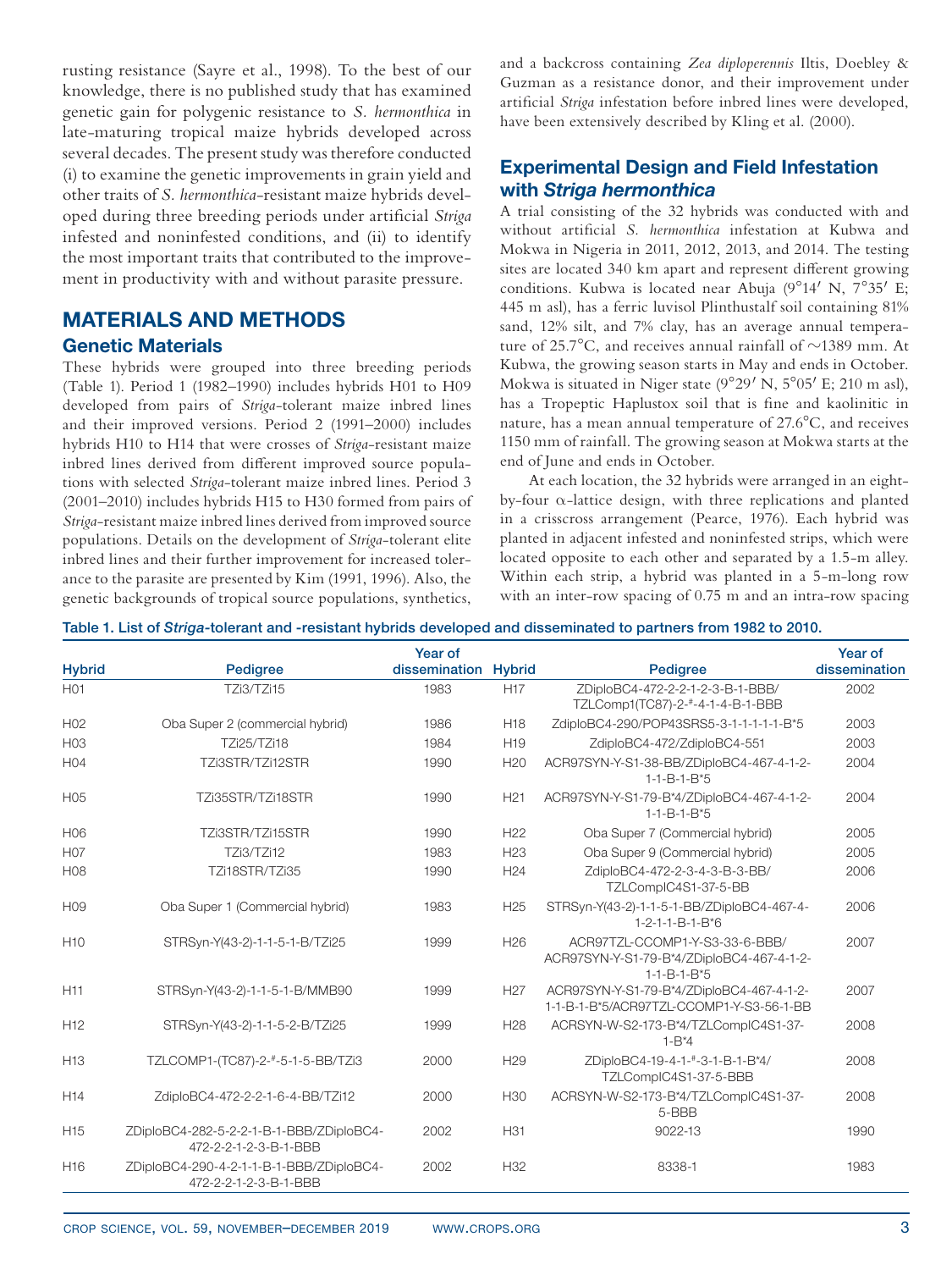rusting resistance (Sayre et al., 1998). To the best of our knowledge, there is no published study that has examined genetic gain for polygenic resistance to *S. hermonthica* in late-maturing tropical maize hybrids developed across several decades. The present study was therefore conducted (i) to examine the genetic improvements in grain yield and other traits of *S. hermonthica*-resistant maize hybrids developed during three breeding periods under artificial *Striga* infested and noninfested conditions, and (ii) to identify the most important traits that contributed to the improvement in productivity with and without parasite pressure.

## MATERIALS AND METHODS

### Genetic Materials

These hybrids were grouped into three breeding periods (Table 1). Period 1 (1982–1990) includes hybrids H01 to H09 developed from pairs of *Striga*-tolerant maize inbred lines and their improved versions. Period 2 (1991–2000) includes hybrids H10 to H14 that were crosses of *Striga*-resistant maize inbred lines derived from different improved source populations with selected *Striga*-tolerant maize inbred lines. Period 3 (2001–2010) includes hybrids H15 to H30 formed from pairs of *Striga*-resistant maize inbred lines derived from improved source populations. Details on the development of *Striga*-tolerant elite inbred lines and their further improvement for increased tolerance to the parasite are presented by Kim (1991, 1996). Also, the genetic backgrounds of tropical source populations, synthetics, and a backcross containing *Zea diploperennis* Iltis, Doebley & Guzman as a resistance donor, and their improvement under artificial *Striga* infestation before inbred lines were developed, have been extensively described by Kling et al. (2000).

### Experimental Design and Field Infestation with *Striga hermonthica*

A trial consisting of the 32 hybrids was conducted with and without artificial *S. hermonthica* infestation at Kubwa and Mokwa in Nigeria in 2011, 2012, 2013, and 2014. The testing sites are located 340 km apart and represent different growing conditions. Kubwa is located near Abuja (9°14′ N, 7°35′ E; 445 m asl), has a ferric luvisol Plinthustalf soil containing 81% sand, 12% silt, and 7% clay, has an average annual temperature of 25.7°C, and receives annual rainfall of ~1389 mm. At Kubwa, the growing season starts in May and ends in October. Mokwa is situated in Niger state (9°29′ N, 5°05′ E; 210 m asl), has a Tropeptic Haplustox soil that is fine and kaolinitic in nature, has a mean annual temperature of 27.6°C, and receives 1150 mm of rainfall. The growing season at Mokwa starts at the end of June and ends in October.

At each location, the 32 hybrids were arranged in an eight-by-four α-lattice design, with three replications and planted in a crisscross arrangement (Pearce, 1976). Each hybrid was planted in adjacent infested and noninfested strips, which were located opposite to each other and separated by a 1.5-m alley. Within each strip, a hybrid was planted in a 5-m-long row with an inter-row spacing of 0.75 m and an intra-row spacing

**Table 1. List of *Striga*-tolerant and -resistant hybrids developed and disseminated to partners from 1982 to 2010.**

| Hybrid | Pedigree | Year of dissemination | Hybrid | Pedigree | Year of dissemination |
|---|---|---|---|---|---|
| H01 | TZi3/TZi15 | 1983 | H17 | ZDiploBC4-472-2-2-1-2-3-B-1-BBB/ TZLComp1(TC87)-2-#-4-1-4-B-1-BBB | 2002 |
| H02 | Oba Super 2 (commercial hybrid) | 1986 | H18 | ZdiploBC4-290/POP43SRS5-3-1-1-1-1-1-B*5 | 2003 |
| H03 | TZi25/TZi18 | 1984 | H19 | ZdiploBC4-472/ZdiploBC4-551 | 2003 |
| H04 | TZi3STR/TZi12STR | 1990 | H20 | ACR97SYN-Y-S1-38-BB/ZDiploBC4-467-4-1-2-1-1-B-1-B*5 | 2004 |
| H05 | TZi35STR/TZi18STR | 1990 | H21 | ACR97SYN-Y-S1-79-B*4/ZDiploBC4-467-4-1-2-1-1-B-1-B*5 | 2004 |
| H06 | TZi3STR/TZi15STR | 1990 | H22 | Oba Super 7 (Commercial hybrid) | 2005 |
| H07 | TZi3/TZi12 | 1983 | H23 | Oba Super 9 (Commercial hybrid) | 2005 |
| H08 | TZi18STR/TZi35 | 1990 | H24 | ZdiploBC4-472-2-3-4-3-B-3-BB/ TZLCompIC4S1-37-5-BB | 2006 |
| H09 | Oba Super 1 (Commercial hybrid) | 1983 | H25 | STRSyn-Y(43-2)-1-1-5-1-BB/ZDiploBC4-467-4-1-2-1-1-B-1-B*6 | 2006 |
| H10 | STRSyn-Y(43-2)-1-1-5-1-B/TZi25 | 1999 | H26 | ACR97TZL-CCOMP1-Y-S3-33-6-BBB/ ACR97SYN-Y-S1-79-B*4/ZDiploBC4-467-4-1-2-1-1-B-1-B*5 | 2007 |
| H11 | STRSyn-Y(43-2)-1-1-5-1-B/MMB90 | 1999 | H27 | ACR97SYN-Y-S1-79-B*4/ZDiploBC4-467-4-1-2-1-1-B-1-B*5/ACR97TZL-CCOMP1-Y-S3-56-1-BB | 2007 |
| H12 | STRSyn-Y(43-2)-1-1-5-2-B/TZi25 | 1999 | H28 | ACRSYN-W-S2-173-B*4/TZLCompIC4S1-37-1-B*4 | 2008 |
| H13 | TZLCOMP1-(TC87)-2-#-5-1-5-BB/TZi3 | 2000 | H29 | ZDiploBC4-19-4-1-#-3-1-B-1-B*4/ TZLCompIC4S1-37-5-BBB | 2008 |
| H14 | ZdiploBC4-472-2-2-1-6-4-BB/TZi12 | 2000 | H30 | ACRSYN-W-S2-173-B*4/TZLCompIC4S1-37-5-BBB | 2008 |
| H15 | ZDiploBC4-282-5-2-2-1-B-1-BBB/ZDiploBC4-472-2-2-1-2-3-B-1-BBB | 2002 | H31 | 9022-13 | 1990 |
| H16 | ZDiploBC4-290-4-2-1-1-B-1-BBB/ZDiploBC4-472-2-2-1-2-3-B-1-BBB | 2002 | H32 | 8338-1 | 1983 |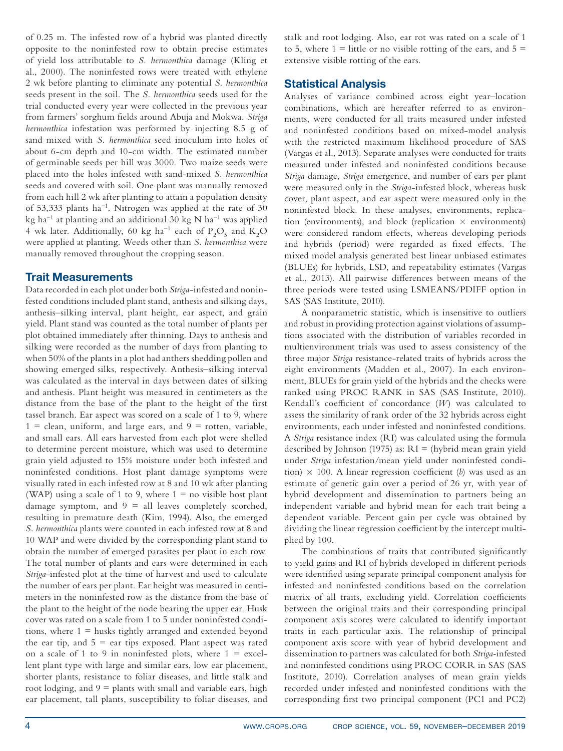of 0.25 m. The infested row of a hybrid was planted directly opposite to the noninfested row to obtain precise estimates of yield loss attributable to *S. hermonthica* damage (Kling et al., 2000). The noninfested rows were treated with ethylene 2 wk before planting to eliminate any potential *S. hermonthica* seeds present in the soil. The *S. hermonthica* seeds used for the trial conducted every year were collected in the previous year from farmers' sorghum fields around Abuja and Mokwa. *Striga hermonthica* infestation was performed by injecting 8.5 g of sand mixed with *S. hermonthica* seed inoculum into holes of about 6-cm depth and 10-cm width. The estimated number of germinable seeds per hill was 3000. Two maize seeds were placed into the holes infested with sand-mixed *S. hermonthica* seeds and covered with soil. One plant was manually removed from each hill 2 wk after planting to attain a population density of 53,333 plants $ha^{-1}$. Nitrogen was applied at the rate of 30 kg $ha^{-1}$ at planting and an additional 30 kg N $ha^{-1}$ was applied 4 wk later. Additionally, 60 kg $ha^{-1}$ each of $P_2O_5$ and $K_2O$ were applied at planting. Weeds other than *S. hermonthica* were manually removed throughout the cropping season.

## Trait Measurements

Data recorded in each plot under both *Striga*-infested and noninfested conditions included plant stand, anthesis and silking days, anthesis–silking interval, plant height, ear aspect, and grain yield. Plant stand was counted as the total number of plants per plot obtained immediately after thinning. Days to anthesis and silking were recorded as the number of days from planting to when 50% of the plants in a plot had anthers shedding pollen and showing emerged silks, respectively. Anthesis–silking interval was calculated as the interval in days between dates of silking and anthesis. Plant height was measured in centimeters as the distance from the base of the plant to the height of the first tassel branch. Ear aspect was scored on a scale of 1 to 9, where 1 = clean, uniform, and large ears, and 9 = rotten, variable, and small ears. All ears harvested from each plot were shelled to determine percent moisture, which was used to determine grain yield adjusted to 15% moisture under both infested and noninfested conditions. Host plant damage symptoms were visually rated in each infested row at 8 and 10 wk after planting (WAP) using a scale of 1 to 9, where 1 = no visible host plant damage symptom, and 9 = all leaves completely scorched, resulting in premature death (Kim, 1994). Also, the emerged *S. hermonthica* plants were counted in each infested row at 8 and 10 WAP and were divided by the corresponding plant stand to obtain the number of emerged parasites per plant in each row. The total number of plants and ears were determined in each *Striga*-infested plot at the time of harvest and used to calculate the number of ears per plant. Ear height was measured in centimeters in the noninfested row as the distance from the base of the plant to the height of the node bearing the upper ear. Husk cover was rated on a scale from 1 to 5 under noninfested conditions, where 1 = husks tightly arranged and extended beyond the ear tip, and 5 = ear tips exposed. Plant aspect was rated on a scale of 1 to 9 in noninfested plots, where 1 = excellent plant type with large and similar ears, low ear placement, shorter plants, resistance to foliar diseases, and little stalk and root lodging, and 9 = plants with small and variable ears, high ear placement, tall plants, susceptibility to foliar diseases, and stalk and root lodging. Also, ear rot was rated on a scale of 1 to 5, where 1 = little or no visible rotting of the ears, and 5 = extensive visible rotting of the ears.

## Statistical Analysis

Analyses of variance combined across eight year–location combinations, which are hereafter referred to as environments, were conducted for all traits measured under infested and noninfested conditions based on mixed-model analysis with the restricted maximum likelihood procedure of SAS (Vargas et al., 2013). Separate analyses were conducted for traits measured under infested and noninfested conditions because *Striga* damage, *Striga* emergence, and number of ears per plant were measured only in the *Striga*-infested block, whereas husk cover, plant aspect, and ear aspect were measured only in the noninfested block. In these analyses, environments, replication (environments), and block (replication × environments) were considered random effects, whereas developing periods and hybrids (period) were regarded as fixed effects. The mixed model analysis generated best linear unbiased estimates (BLUEs) for hybrids, LSD, and repeatability estimates (Vargas et al., 2013). All pairwise differences between means of the three periods were tested using LSMEANS/PDIFF option in SAS (SAS Institute, 2010).

A nonparametric statistic, which is insensitive to outliers and robust in providing protection against violations of assumptions associated with the distribution of variables recorded in multienvironment trials was used to assess consistency of the three major *Striga* resistance-related traits of hybrids across the eight environments (Madden et al., 2007). In each environment, BLUEs for grain yield of the hybrids and the checks were ranked using PROC RANK in SAS (SAS Institute, 2010). Kendall's coefficient of concordance ($W$) was calculated to assess the similarity of rank order of the 32 hybrids across eight environments, each under infested and noninfested conditions. A *Striga* resistance index (RI) was calculated using the formula described by Johnson (1975) as: RI = (hybrid mean grain yield under *Striga* infestation/mean yield under noninfested condition) × 100. A linear regression coefficient ($b$) was used as an estimate of genetic gain over a period of 26 yr, with year of hybrid development and dissemination to partners being an independent variable and hybrid mean for each trait being a dependent variable. Percent gain per cycle was obtained by dividing the linear regression coefficient by the intercept multiplied by 100.

The combinations of traits that contributed significantly to yield gains and RI of hybrids developed in different periods were identified using separate principal component analysis for infested and noninfested conditions based on the correlation matrix of all traits, excluding yield. Correlation coefficients between the original traits and their corresponding principal component axis scores were calculated to identify important traits in each particular axis. The relationship of principal component axis score with year of hybrid development and dissemination to partners was calculated for both *Striga*-infested and noninfested conditions using PROC CORR in SAS (SAS Institute, 2010). Correlation analyses of mean grain yields recorded under infested and noninfested conditions with the corresponding first two principal component (PC1 and PC2)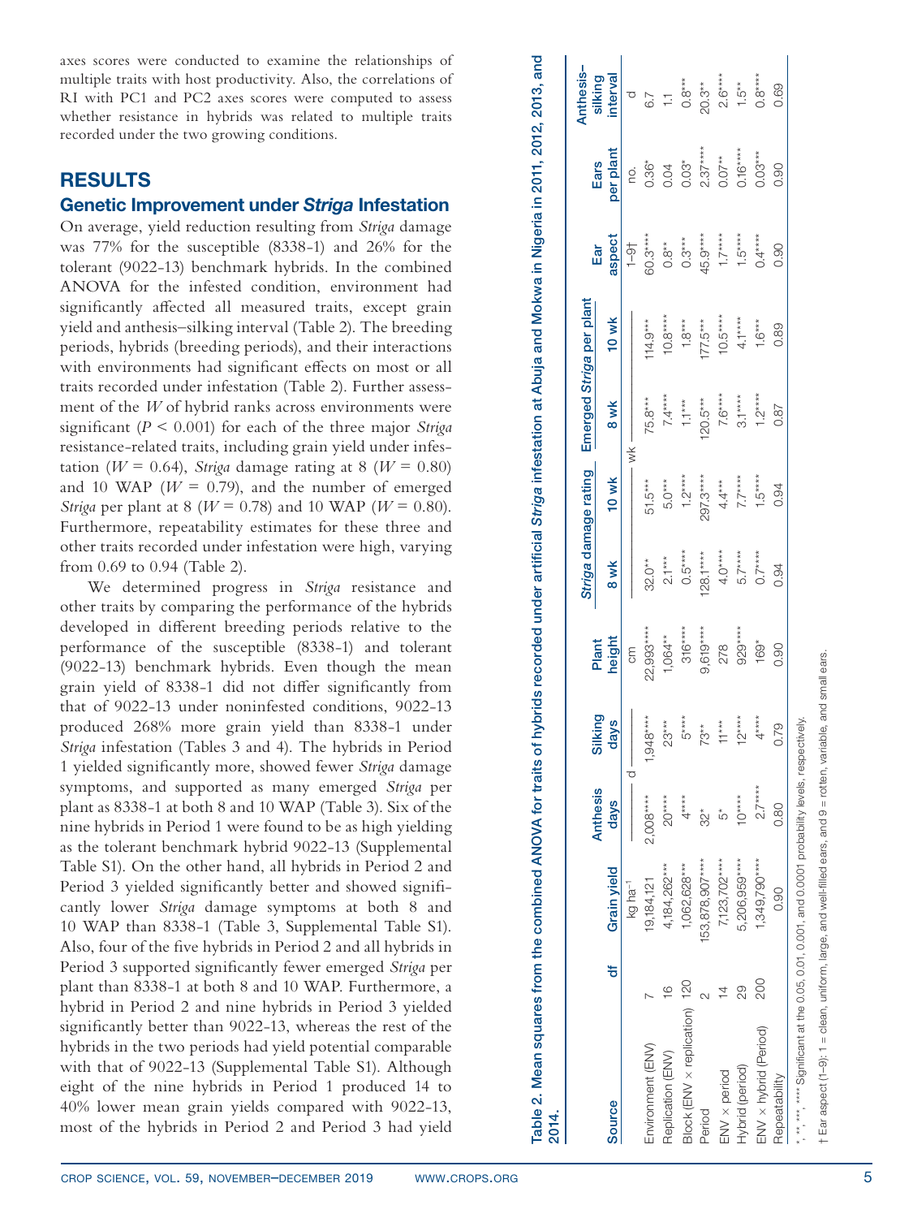axes scores were conducted to examine the relationships of multiple traits with host productivity. Also, the correlations of RI with PC1 and PC2 axes scores were computed to assess whether resistance in hybrids was related to multiple traits recorded under the two growing conditions.

## RESULTS

### Genetic Improvement under *Striga* Infestation

On average, yield reduction resulting from *Striga* damage was 77% for the susceptible (8338-1) and 26% for the tolerant (9022-13) benchmark hybrids. In the combined ANOVA for the infested condition, environment had significantly affected all measured traits, except grain yield and anthesis–silking interval (Table 2). The breeding periods, hybrids (breeding periods), and their interactions with environments had significant effects on most or all traits recorded under infestation (Table 2). Further assessment of the $W$ of hybrid ranks across environments were significant ($P < 0.001$) for each of the three major *Striga* resistance-related traits, including grain yield under infestation ($W = 0.64$), *Striga* damage rating at 8 ($W = 0.80$) and 10 WAP ($W = 0.79$), and the number of emerged *Striga* per plant at 8 ($W = 0.78$) and 10 WAP ($W = 0.80$). Furthermore, repeatability estimates for these three and other traits recorded under infestation were high, varying from 0.69 to 0.94 (Table 2).

We determined progress in *Striga* resistance and other traits by comparing the performance of the hybrids developed in different breeding periods relative to the performance of the susceptible (8338-1) and tolerant (9022-13) benchmark hybrids. Even though the mean grain yield of 8338-1 did not differ significantly from that of 9022-13 under noninfested conditions, 9022-13 produced 268% more grain yield than 8338-1 under *Striga* infestation (Tables 3 and 4). The hybrids in Period 1 yielded significantly more, showed fewer *Striga* damage symptoms, and supported as many emerged *Striga* per plant as 8338-1 at both 8 and 10 WAP (Table 3). Six of the nine hybrids in Period 1 were found to be as high yielding as the tolerant benchmark hybrid 9022-13 (Supplemental Table S1). On the other hand, all hybrids in Period 2 and Period 3 yielded significantly better and showed significantly lower *Striga* damage symptoms at both 8 and 10 WAP than 8338-1 (Table 3, Supplemental Table S1). Also, four of the five hybrids in Period 2 and all hybrids in Period 3 supported significantly fewer emerged *Striga* per plant than 8338-1 at both 8 and 10 WAP. Furthermore, a hybrid in Period 2 and nine hybrids in Period 3 yielded significantly better than 9022-13, whereas the rest of the hybrids in the two periods had yield potential comparable with that of 9022-13 (Supplemental Table S1). Although eight of the nine hybrids in Period 1 produced 14 to 40% lower mean grain yields compared with 9022-13, most of the hybrids in Period 2 and Period 3 had yield

**Table 2. Mean squares from the combined ANOVA for traits of hybrids recorded under artificial *Striga* infestation at Abuja and Mokwa in Nigeria in 2011, 2012, 2013, and 2014.**

| Source | df | Grain yield | Anthesis days | Silking days | Plant height | *Striga* damage rating | | Emerged *Striga* per plant | | Ear aspect | Ears per plant | Anthesis–silking interval |
|---|---|---|---|---|---|---|---|---|---|---|---|---|
| | | | | | | 8 wk | 10 wk | 8 wk | 10 wk | | | |
| | | kg ha⁻¹ | d | | cm | wk | | | | 1–9† | no. | d |
| Environment (ENV) | 7 | 19,184,121 | 2,008**** | 1,948**** | 22,993**** | 32.0** | 51.5*** | 75.8*** | 114.9*** | 60.3**** | 0.36* | 6.7 |
| Replication (ENV) | 16 | 4,184,262*** | 20**** | 23** | 1,064** | 2.1*** | 5.0*** | 7.4**** | 10.8**** | 0.8** | 0.04 | 1.1 |
| Block (ENV × replication) | 120 | 1,062,628*** | 4**** | 5**** | 316**** | 0.5**** | 1.2**** | 1.1*** | 1.8*** | 0.3*** | 0.03* | 0.8*** |
| Period | 2 | 153,878,907**** | 32* | 73** | 9,619**** | 128.1**** | 297.3**** | 120.5*** | 177.5*** | 45.9**** | 2.37**** | 20.3** |
| ENV × period | 14 | 7,123,702**** | 5* | 11** | 278 | 4.0**** | 4.4*** | 7.6**** | 10.5**** | 1.7**** | 0.07** | 2.6**** |
| Hybrid (period) | 29 | 5,206,959**** | 10**** | 12**** | 929**** | 5.7**** | 7.7**** | 3.1**** | 4.1**** | 1.5**** | 0.16**** | 1.5** |
| ENV × hybrid (Period) | 200 | 1,349,790**** | 2.7**** | 4**** | 169* | 0.7**** | 1.5**** | 1.2**** | 1.6** | 0.4**** | 0.03*** | 0.8**** |
| Repeatability | | 0.90 | 0.80 | 0.79 | 0.90 | 0.94 | 0.94 | 0.87 | 0.89 | 0.90 | 0.90 | 0.69 |

*, **, ***, **** Significant at the 0.05, 0.01, 0.001, and 0.0001 probability levels, respectively.

† Ear aspect (1–9): 1 = clean, uniform, large, and well-filled ears, and 9 = rotten, variable, and small ears.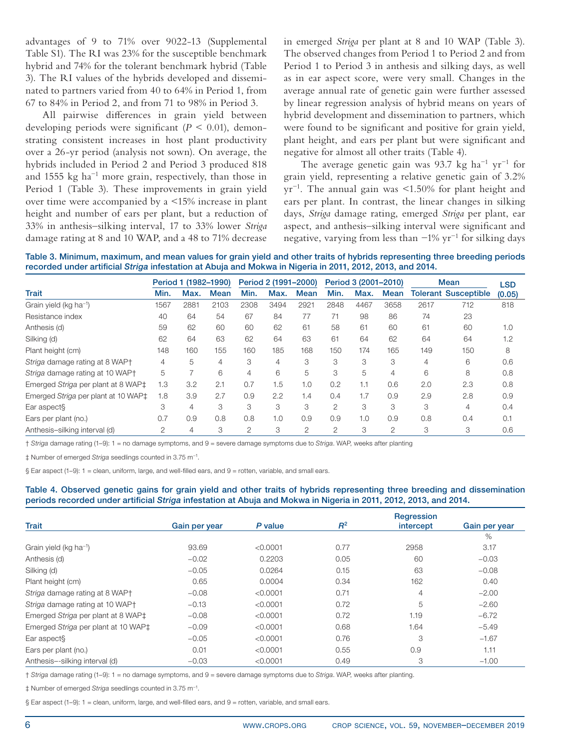advantages of 9 to 71% over 9022-13 (Supplemental Table S1). The RI was 23% for the susceptible benchmark hybrid and 74% for the tolerant benchmark hybrid (Table 3). The RI values of the hybrids developed and disseminated to partners varied from 40 to 64% in Period 1, from 67 to 84% in Period 2, and from 71 to 98% in Period 3.

All pairwise differences in grain yield between developing periods were significant ($P < 0.01$), demonstrating consistent increases in host plant productivity over a 26-yr period (analysis not sown). On average, the hybrids included in Period 2 and Period 3 produced 818 and 1555 kg ha$^{-1}$ more grain, respectively, than those in Period 1 (Table 3). These improvements in grain yield over time were accompanied by a <15% increase in plant height and number of ears per plant, but a reduction of 33% in anthesis–silking interval, 17 to 33% lower *Striga* damage rating at 8 and 10 WAP, and a 48 to 71% decrease in emerged *Striga* per plant at 8 and 10 WAP (Table 3). The observed changes from Period 1 to Period 2 and from Period 1 to Period 3 in anthesis and silking days, as well as in ear aspect score, were very small. Changes in the average annual rate of genetic gain were further assessed by linear regression analysis of hybrid means on years of hybrid development and dissemination to partners, which were found to be significant and positive for grain yield, plant height, and ears per plant but were significant and negative for almost all other traits (Table 4).

The average genetic gain was 93.7 kg ha$^{-1}$ yr$^{-1}$ for grain yield, representing a relative genetic gain of 3.2% yr$^{-1}$. The annual gain was <1.50% for plant height and ears per plant. In contrast, the linear changes in silking days, *Striga* damage rating, emerged *Striga* per plant, ear aspect, and anthesis–silking interval were significant and negative, varying from less than −1% yr$^{-1}$ for silking days

**Table 3. Minimum, maximum, and mean values for grain yield and other traits of hybrids representing three breeding periods recorded under artificial *Striga* infestation at Abuja and Mokwa in Nigeria in 2011, 2012, 2013, and 2014.**

| | Period 1 (1982–1990) | | | Period 2 (1991–2000) | | | Period 3 (2001–2010) | | | Mean | | LSD |
|---|---|---|---|---|---|---|---|---|---|---|---|---|
| Trait | Min. | Max. | Mean | Min. | Max. | Mean | Min. | Max. | Mean | Tolerant | Susceptible | (0.05) |
| Grain yield (kg ha$^{-1}$) | 1567 | 2881 | 2103 | 2308 | 3494 | 2921 | 2848 | 4467 | 3658 | 2617 | 712 | 818 |
| Resistance index | 40 | 64 | 54 | 67 | 84 | 77 | 71 | 98 | 86 | 74 | 23 | |
| Anthesis (d) | 59 | 62 | 60 | 60 | 62 | 61 | 58 | 61 | 60 | 61 | 60 | 1.0 |
| Silking (d) | 62 | 64 | 63 | 62 | 64 | 63 | 61 | 64 | 62 | 64 | 64 | 1.2 |
| Plant height (cm) | 148 | 160 | 155 | 160 | 185 | 168 | 150 | 174 | 165 | 149 | 150 | 8 |
| *Striga* damage rating at 8 WAP† | 4 | 5 | 4 | 3 | 4 | 3 | 3 | 3 | 3 | 4 | 6 | 0.6 |
| *Striga* damage rating at 10 WAP† | 5 | 7 | 6 | 4 | 6 | 5 | 3 | 5 | 4 | 6 | 8 | 0.8 |
| Emerged *Striga* per plant at 8 WAP‡ | 1.3 | 3.2 | 2.1 | 0.7 | 1.5 | 1.0 | 0.2 | 1.1 | 0.6 | 2.0 | 2.3 | 0.8 |
| Emerged *Striga* per plant at 10 WAP‡ | 1.8 | 3.9 | 2.7 | 0.9 | 2.2 | 1.4 | 0.4 | 1.7 | 0.9 | 2.9 | 2.8 | 0.9 |
| Ear aspect§ | 3 | 4 | 3 | 3 | 3 | 3 | 2 | 3 | 3 | 3 | 4 | 0.4 |
| Ears per plant (no.) | 0.7 | 0.9 | 0.8 | 0.8 | 1.0 | 0.9 | 0.9 | 1.0 | 0.9 | 0.8 | 0.4 | 0.1 |
| Anthesis–silking interval (d) | 2 | 4 | 3 | 2 | 3 | 2 | 2 | 3 | 2 | 3 | 3 | 0.6 |

† *Striga* damage rating (1–9): 1 = no damage symptoms, and 9 = severe damage symptoms due to *Striga*. WAP, weeks after planting

‡ Number of emerged *Striga* seedlings counted in 3.75 m$^{-1}$.

§ Ear aspect (1–9): 1 = clean, uniform, large, and well-filled ears, and 9 = rotten, variable, and small ears.

**Table 4. Observed genetic gains for grain yield and other traits of hybrids representing three breeding and dissemination periods recorded under artificial *Striga* infestation at Abuja and Mokwa in Nigeria in 2011, 2012, 2013, and 2014.**

| Trait | Gain per year | *P* value | $R^2$ | Regression intercept | Gain per year |
|---|---|---|---|---|---|
| | | | | | % |
| Grain yield (kg ha$^{-1}$) | 93.69 | <0.0001 | 0.77 | 2958 | 3.17 |
| Anthesis (d) | −0.02 | 0.2203 | 0.05 | 60 | −0.03 |
| Silking (d) | −0.05 | 0.0264 | 0.15 | 63 | −0.08 |
| Plant height (cm) | 0.65 | 0.0004 | 0.34 | 162 | 0.40 |
| *Striga* damage rating at 8 WAP† | −0.08 | <0.0001 | 0.71 | 4 | −2.00 |
| *Striga* damage rating at 10 WAP† | −0.13 | <0.0001 | 0.72 | 5 | −2.60 |
| Emerged *Striga* per plant at 8 WAP‡ | −0.08 | <0.0001 | 0.72 | 1.19 | −6.72 |
| Emerged *Striga* per plant at 10 WAP‡ | −0.09 | <0.0001 | 0.68 | 1.64 | −5.49 |
| Ear aspect§ | −0.05 | <0.0001 | 0.76 | 3 | −1.67 |
| Ears per plant (no.) | 0.01 | <0.0001 | 0.55 | 0.9 | 1.11 |
| Anthesis--silking interval (d) | −0.03 | <0.0001 | 0.49 | 3 | −1.00 |

† *Striga* damage rating (1–9): 1 = no damage symptoms, and 9 = severe damage symptoms due to *Striga*. WAP, weeks after planting.

‡ Number of emerged *Striga* seedlings counted in 3.75 m$^{-1}$.

§ Ear aspect (1–9): 1 = clean, uniform, large, and well-filled ears, and 9 = rotten, variable, and small ears.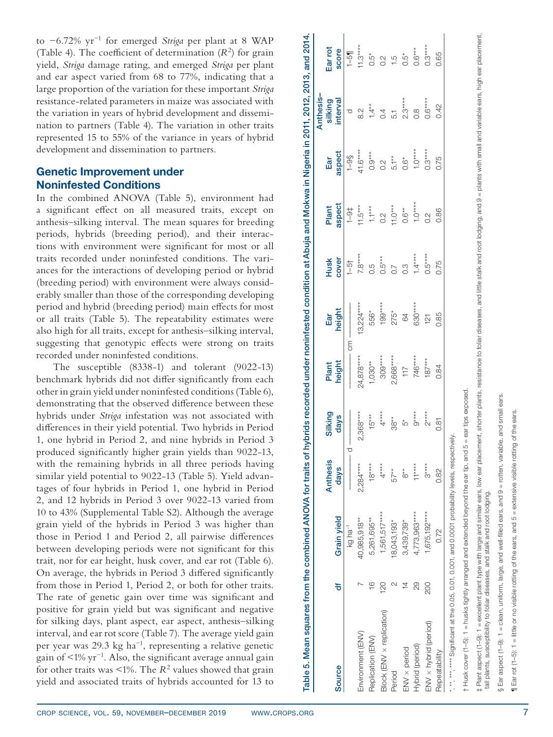to −6.72% yr$^{-1}$ for emerged *Striga* per plant at 8 WAP (Table 4). The coefficient of determination ($R^2$) for grain yield, *Striga* damage rating, and emerged *Striga* per plant and ear aspect varied from 68 to 77%, indicating that a large proportion of the variation for these important *Striga* resistance-related parameters in maize was associated with the variation in years of hybrid development and dissemination to partners (Table 4). The variation in other traits represented 15 to 55% of the variance in years of hybrid development and dissemination to partners.

## Genetic Improvement under Noninfested Conditions

In the combined ANOVA (Table 5), environment had a significant effect on all measured traits, except on anthesis–silking interval. The mean squares for breeding periods, hybrids (breeding period), and their interactions with environment were significant for most or all traits recorded under noninfested conditions. The variances for the interactions of developing period or hybrid (breeding period) with environment were always considerably smaller than those of the corresponding developing period and hybrid (breeding period) main effects for most or all traits (Table 5). The repeatability estimates were also high for all traits, except for anthesis–silking interval, suggesting that genotypic effects were strong on traits recorded under noninfested conditions.

The susceptible (8338-1) and tolerant (9022-13) benchmark hybrids did not differ significantly from each other in grain yield under noninfested conditions (Table 6), demonstrating that the observed difference between these hybrids under *Striga* infestation was not associated with differences in their yield potential. Two hybrids in Period 1, one hybrid in Period 2, and nine hybrids in Period 3 produced significantly higher grain yields than 9022-13, with the remaining hybrids in all three periods having similar yield potential to 9022-13 (Table 5). Yield advantages of four hybrids in Period 1, one hybrid in Period 2, and 12 hybrids in Period 3 over 9022-13 varied from 10 to 43% (Supplemental Table S2). Although the average grain yield of the hybrids in Period 3 was higher than those in Period 1 and Period 2, all pairwise differences between developing periods were not significant for this trait, nor for ear height, husk cover, and ear rot (Table 6). On average, the hybrids in Period 3 differed significantly from those in Period 1, Period 2, or both for other traits. The rate of genetic gain over time was significant and positive for grain yield but was significant and negative for silking days, plant aspect, ear aspect, anthesis–silking interval, and ear rot score (Table 7). The average yield gain per year was 29.3 kg ha$^{-1}$, representing a relative genetic gain of <1% yr$^{-1}$. Also, the significant average annual gain for other traits was <1%. The $R^2$ values showed that grain yield and associated traits of hybrids accounted for 13 to

**Table 5. Mean squares from the combined ANOVA for traits of hybrids recorded under noninfested condition at Abuja and Mokwa in Nigeria in 2011, 2012, 2013, and 2014.**

| Source | df | Grain yield | Anthesis days | Silking days | Plant height | Ear height | Husk cover | Plant aspect | Ear aspect | Anthesis–silking interval | Ear rot score |
|---|---|---|---|---|---|---|---|---|---|---|---|
| | | kg ha$^{-1}$ | d | | cm | | 1–5† | 1–9‡ | 1–9§ | d | 1–5¶ |
| Environment (ENV) | 7 | 40,985,918** | 2,284**** | 2,368**** | 24,878**** | 13,224**** | 7.8**** | 11.5*** | 41.6**** | 8.2 | 11.3**** |
| Replication (ENV) | 16 | 5,261,695** | 18**** | 15*** | 1,030** | 556* | 0.5 | 1.1*** | 0.9*** | 1.4** | 0.5* |
| Block (ENV × replication) | 120 | 1,561,517**** | 4**** | 4**** | 309**** | 199**** | 0.5*** | 0.2 | 0.2 | 0.4 | 0.2 |
| Period | 2 | 18,043,193* | 57** | 38** | 2,668**** | 275* | 0.7 | 11.0*** | 5.1** | 5.1 | 1.5 |
| ENV × period | 14 | 3,439,739* | 8** | 5* | 117 | 64 | 0.3 | 0.6** | 0.6* | 2.3**** | 0.5* |
| Hybrid (period) | 29 | 4,773,963**** | 11**** | 9**** | 746**** | 630**** | 1.4**** | 1.0**** | 1.0**** | 0.8 | 0.6*** |
| ENV × hybrid (period) | 200 | 1,675,192**** | 3**** | 2**** | 187*** | 121 | 0.5**** | 0.2 | 0.3**** | 0.6**** | 0.3**** |
| Repeatability | | 0.72 | 0.82 | 0.81 | 0.84 | 0.85 | 0.75 | 0.86 | 0.75 | 0.42 | 0.65 |

*, **, ***, **** Significant at the 0.05, 0.01, 0.001, and 0.0001 probability levels, respectively.

† Husk cover (1–5): 1 = husks tightly arranged and extended beyond the ear tip, and 5 = ear tips exposed.

‡ Plant aspect (1–9): 1 = excellent plant type with large and similar ears, low ear placement, shorter plants, resistance to foliar diseases, and little stalk and root lodging, and 9 = plants with small and variable ears, high ear placement, tall plants, susceptibility to foliar diseases, and stalk and root lodging.

§ Ear aspect (1–9): 1 = clean, uniform, large, and well-filled ears, and 9 = rotten, variable, and small ears.

¶ Ear rot (1–5): 1 = little or no visible rotting of the ears, and 5 = extensive visible rotting of the ears.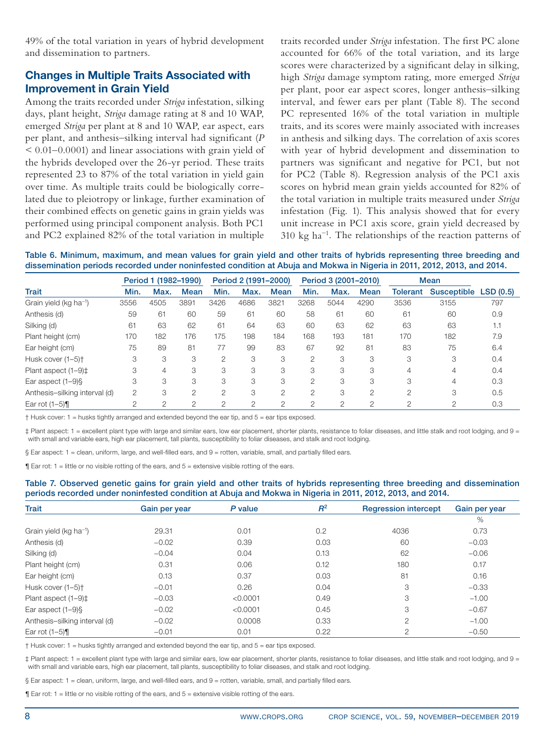49% of the total variation in years of hybrid development and dissemination to partners.

## Changes in Multiple Traits Associated with Improvement in Grain Yield

Among the traits recorded under *Striga* infestation, silking days, plant height, *Striga* damage rating at 8 and 10 WAP, emerged *Striga* per plant at 8 and 10 WAP, ear aspect, ears per plant, and anthesis–silking interval had significant ($P < 0.01$–$0.0001$) and linear associations with grain yield of the hybrids developed over the 26-yr period. These traits represented 23 to 87% of the total variation in yield gain over time. As multiple traits could be biologically correlated due to pleiotropy or linkage, further examination of their combined effects on genetic gains in grain yields was performed using principal component analysis. Both PC1 and PC2 explained 82% of the total variation in multiple traits recorded under *Striga* infestation. The first PC alone accounted for 66% of the total variation, and its large scores were characterized by a significant delay in silking, high *Striga* damage symptom rating, more emerged *Striga* per plant, poor ear aspect scores, longer anthesis–silking interval, and fewer ears per plant (Table 8). The second PC represented 16% of the total variation in multiple traits, and its scores were mainly associated with increases in anthesis and silking days. The correlation of axis scores with year of hybrid development and dissemination to partners was significant and negative for PC1, but not for PC2 (Table 8). Regression analysis of the PC1 axis scores on hybrid mean grain yields accounted for 82% of the total variation in multiple traits measured under *Striga* infestation (Fig. 1). This analysis showed that for every unit increase in PC1 axis score, grain yield decreased by 310 kg ha$^{-1}$. The relationships of the reaction patterns of

**Table 6. Minimum, maximum, and mean values for grain yield and other traits of hybrids representing three breeding and dissemination periods recorded under noninfested condition at Abuja and Mokwa in Nigeria in 2011, 2012, 2013, and 2014.**

| | Period 1 (1982–1990) | | | Period 2 (1991–2000) | | | Period 3 (2001–2010) | | | Mean | | |
|---|---|---|---|---|---|---|---|---|---|---|---|---|
| Trait | Min. | Max. | Mean | Min. | Max. | Mean | Min. | Max. | Mean | Tolerant | Susceptible | LSD (0.5) |
| Grain yield (kg ha$^{-1}$) | 3556 | 4505 | 3891 | 3426 | 4686 | 3821 | 3268 | 5044 | 4290 | 3536 | 3155 | 797 |
| Anthesis (d) | 59 | 61 | 60 | 59 | 61 | 60 | 58 | 61 | 60 | 61 | 60 | 0.9 |
| Silking (d) | 61 | 63 | 62 | 61 | 64 | 63 | 60 | 63 | 62 | 63 | 63 | 1.1 |
| Plant height (cm) | 170 | 182 | 176 | 175 | 198 | 184 | 168 | 193 | 181 | 170 | 182 | 7.9 |
| Ear height (cm) | 75 | 89 | 81 | 77 | 99 | 83 | 67 | 92 | 81 | 83 | 75 | 6.4 |
| Husk cover (1–5)† | 3 | 3 | 3 | 2 | 3 | 3 | 2 | 3 | 3 | 3 | 3 | 0.4 |
| Plant aspect (1–9)‡ | 3 | 4 | 3 | 3 | 3 | 3 | 3 | 3 | 3 | 4 | 4 | 0.4 |
| Ear aspect (1–9)§ | 3 | 3 | 3 | 3 | 3 | 3 | 2 | 3 | 3 | 3 | 4 | 0.3 |
| Anthesis–silking interval (d) | 2 | 3 | 2 | 2 | 3 | 2 | 2 | 3 | 2 | 2 | 3 | 0.5 |
| Ear rot (1–5)¶ | 2 | 2 | 2 | 2 | 2 | 2 | 2 | 2 | 2 | 2 | 2 | 0.3 |

† Husk cover: 1 = husks tightly arranged and extended beyond the ear tip, and 5 = ear tips exposed.

‡ Plant aspect: 1 = excellent plant type with large and similar ears, low ear placement, shorter plants, resistance to foliar diseases, and little stalk and root lodging, and 9 = with small and variable ears, high ear placement, tall plants, susceptibility to foliar diseases, and stalk and root lodging.

§ Ear aspect: 1 = clean, uniform, large, and well-filled ears, and 9 = rotten, variable, small, and partially filled ears.

¶ Ear rot: 1 = little or no visible rotting of the ears, and 5 = extensive visible rotting of the ears.

**Table 7. Observed genetic gains for grain yield and other traits of hybrids representing three breeding and dissemination periods recorded under noninfested condition at Abuja and Mokwa in Nigeria in 2011, 2012, 2013, and 2014.**

| Trait | Gain per year | *P* value | $R^2$ | Regression intercept | Gain per year |
|---|---|---|---|---|---|
| | | | | | % |
| Grain yield (kg ha$^{-1}$) | 29.31 | 0.01 | 0.2 | 4036 | 0.73 |
| Anthesis (d) | −0.02 | 0.39 | 0.03 | 60 | −0.03 |
| Silking (d) | −0.04 | 0.04 | 0.13 | 62 | −0.06 |
| Plant height (cm) | 0.31 | 0.06 | 0.12 | 180 | 0.17 |
| Ear height (cm) | 0.13 | 0.37 | 0.03 | 81 | 0.16 |
| Husk cover (1–5)† | −0.01 | 0.26 | 0.04 | 3 | −0.33 |
| Plant aspect (1–9)‡ | −0.03 | <0.0001 | 0.49 | 3 | −1.00 |
| Ear aspect (1–9)§ | −0.02 | <0.0001 | 0.45 | 3 | −0.67 |
| Anthesis–silking interval (d) | −0.02 | 0.0008 | 0.33 | 2 | −1.00 |
| Ear rot (1–5)¶ | −0.01 | 0.01 | 0.22 | 2 | −0.50 |

† Husk cover: 1 = husks tightly arranged and extended beyond the ear tip, and 5 = ear tips exposed.

‡ Plant aspect: 1 = excellent plant type with large and similar ears, low ear placement, shorter plants, resistance to foliar diseases, and little stalk and root lodging, and 9 = with small and variable ears, high ear placement, tall plants, susceptibility to foliar diseases, and stalk and root lodging.

§ Ear aspect: 1 = clean, uniform, large, and well-filled ears, and 9 = rotten, variable, small, and partially filled ears.

¶ Ear rot: 1 = little or no visible rotting of the ears, and 5 = extensive visible rotting of the ears.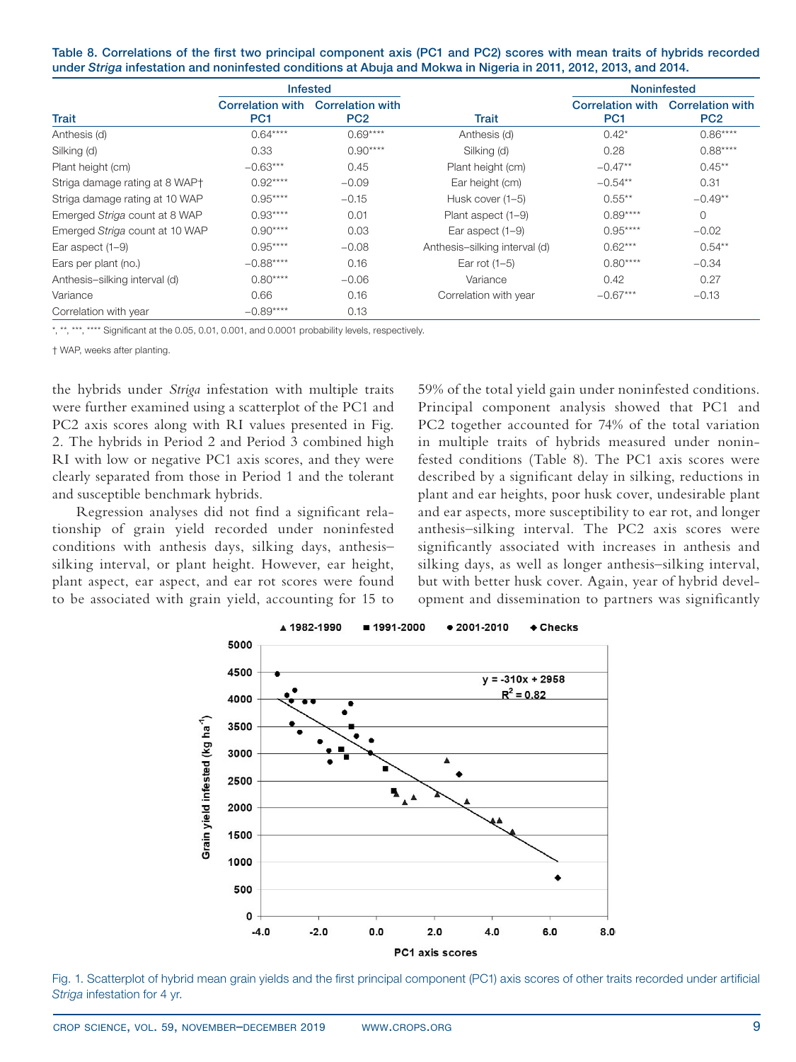Table 8. Correlations of the first two principal component axis (PC1 and PC2) scores with mean traits of hybrids recorded under *Striga* infestation and noninfested conditions at Abuja and Mokwa in Nigeria in 2011, 2012, 2013, and 2014.

| | Infested | | | Noninfested | |
|---|---|---|---|---|---|
| Trait | Correlation with PC1 | Correlation with PC2 | Trait | Correlation with PC1 | Correlation with PC2 |
| Anthesis (d) | 0.64**** | 0.69**** | Anthesis (d) | 0.42* | 0.86**** |
| Silking (d) | 0.33 | 0.90**** | Silking (d) | 0.28 | 0.88**** |
| Plant height (cm) | −0.63*** | 0.45 | Plant height (cm) | −0.47** | 0.45** |
| Striga damage rating at 8 WAP† | 0.92**** | −0.09 | Ear height (cm) | −0.54** | 0.31 |
| Striga damage rating at 10 WAP | 0.95**** | −0.15 | Husk cover (1–5) | 0.55** | −0.49** |
| Emerged *Striga* count at 8 WAP | 0.93**** | 0.01 | Plant aspect (1–9) | 0.89**** | 0 |
| Emerged *Striga* count at 10 WAP | 0.90**** | 0.03 | Ear aspect (1–9) | 0.95**** | −0.02 |
| Ear aspect (1–9) | 0.95**** | −0.08 | Anthesis–silking interval (d) | 0.62*** | 0.54** |
| Ears per plant (no.) | −0.88**** | 0.16 | Ear rot (1–5) | 0.80**** | −0.34 |
| Anthesis–silking interval (d) | 0.80**** | −0.06 | Variance | 0.42 | 0.27 |
| Variance | 0.66 | 0.16 | Correlation with year | −0.67*** | −0.13 |
| Correlation with year | −0.89**** | 0.13 | | | |

*, **, ***, **** Significant at the 0.05, 0.01, 0.001, and 0.0001 probability levels, respectively.

† WAP, weeks after planting.

the hybrids under *Striga* infestation with multiple traits were further examined using a scatterplot of the PC1 and PC2 axis scores along with RI values presented in Fig. 2. The hybrids in Period 2 and Period 3 combined high RI with low or negative PC1 axis scores, and they were clearly separated from those in Period 1 and the tolerant and susceptible benchmark hybrids.

Regression analyses did not find a significant relationship of grain yield recorded under noninfested conditions with anthesis days, silking days, anthesis–silking interval, or plant height. However, ear height, plant aspect, ear aspect, and ear rot scores were found to be associated with grain yield, accounting for 15 to 59% of the total yield gain under noninfested conditions. Principal component analysis showed that PC1 and PC2 together accounted for 74% of the total variation in multiple traits of hybrids measured under noninfested conditions (Table 8). The PC1 axis scores were described by a significant delay in silking, reductions in plant and ear heights, poor husk cover, undesirable plant and ear aspects, more susceptibility to ear rot, and longer anthesis–silking interval. The PC2 axis scores were significantly associated with increases in anthesis and silking days, as well as longer anthesis–silking interval, but with better husk cover. Again, year of hybrid development and dissemination to partners was significantly

Fig. 1. Scatterplot of hybrid mean grain yields and the first principal component (PC1) axis scores of other traits recorded under artificial *Striga* infestation for 4 yr.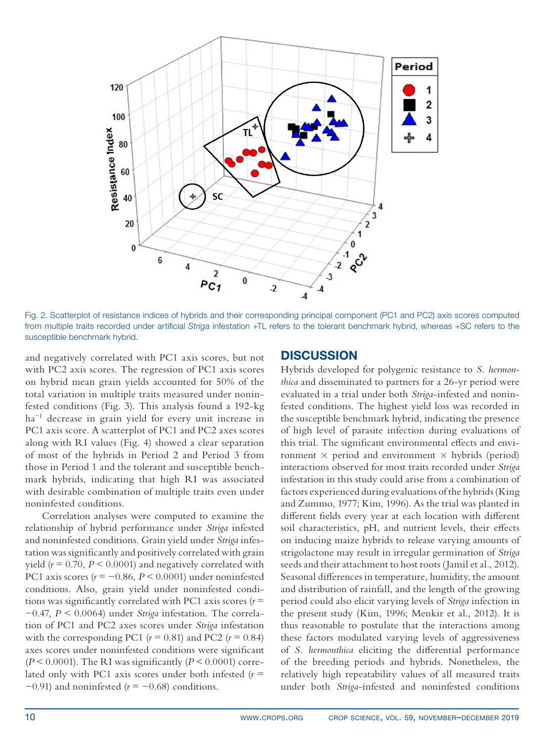Fig. 2. Scatterplot of resistance indices of hybrids and their corresponding principal component (PC1 and PC2) axis scores computed from multiple traits recorded under artificial *Striga* infestation +TL refers to the tolerant benchmark hybrid, whereas +SC refers to the susceptible benchmark hybrid.

and negatively correlated with PC1 axis scores, but not with PC2 axis scores. The regression of PC1 axis scores on hybrid mean grain yields accounted for 50% of the total variation in multiple traits measured under noninfested conditions (Fig. 3). This analysis found a 192-kg $ha^{-1}$ decrease in grain yield for every unit increase in PC1 axis score. A scatterplot of PC1 and PC2 axes scores along with RI values (Fig. 4) showed a clear separation of most of the hybrids in Period 2 and Period 3 from those in Period 1 and the tolerant and susceptible benchmark hybrids, indicating that high RI was associated with desirable combination of multiple traits even under noninfested conditions.

Correlation analyses were computed to examine the relationship of hybrid performance under *Striga* infested and noninfested conditions. Grain yield under *Striga* infestation was significantly and positively correlated with grain yield ($r = 0.70$, $P < 0.0001$) and negatively correlated with PC1 axis scores ($r = -0.86$, $P < 0.0001$) under noninfested conditions. Also, grain yield under noninfested conditions was significantly correlated with PC1 axis scores ($r = -0.47$, $P < 0.0064$) under *Striga* infestation. The correlation of PC1 and PC2 axes scores under *Striga* infestation with the corresponding PC1 ($r = 0.81$) and PC2 ($r = 0.84$) axes scores under noninfested conditions were significant ($P < 0.0001$). The RI was significantly ($P < 0.0001$) correlated only with PC1 axis scores under both infested ($r = -0.91$) and noninfested ($r = -0.68$) conditions.

## DISCUSSION

Hybrids developed for polygenic resistance to *S. hermonthica* and disseminated to partners for a 26-yr period were evaluated in a trial under both *Striga*-infested and noninfested conditions. The highest yield loss was recorded in the susceptible benchmark hybrid, indicating the presence of high level of parasite infection during evaluations of this trial. The significant environmental effects and environment × period and environment × hybrids (period) interactions observed for most traits recorded under *Striga* infestation in this study could arise from a combination of factors experienced during evaluations of the hybrids (King and Zummo, 1977; Kim, 1996). As the trial was planted in different fields every year at each location with different soil characteristics, pH, and nutrient levels, their effects on inducing maize hybrids to release varying amounts of strigolactone may result in irregular germination of *Striga* seeds and their attachment to host roots (Jamil et al., 2012). Seasonal differences in temperature, humidity, the amount and distribution of rainfall, and the length of the growing period could also elicit varying levels of *Striga* infection in the present study (Kim, 1996; Menkir et al., 2012). It is thus reasonable to postulate that the interactions among these factors modulated varying levels of aggressiveness of *S. hermonthica* eliciting the differential performance of the breeding periods and hybrids. Nonetheless, the relatively high repeatability values of all measured traits under both *Striga*-infested and noninfested conditions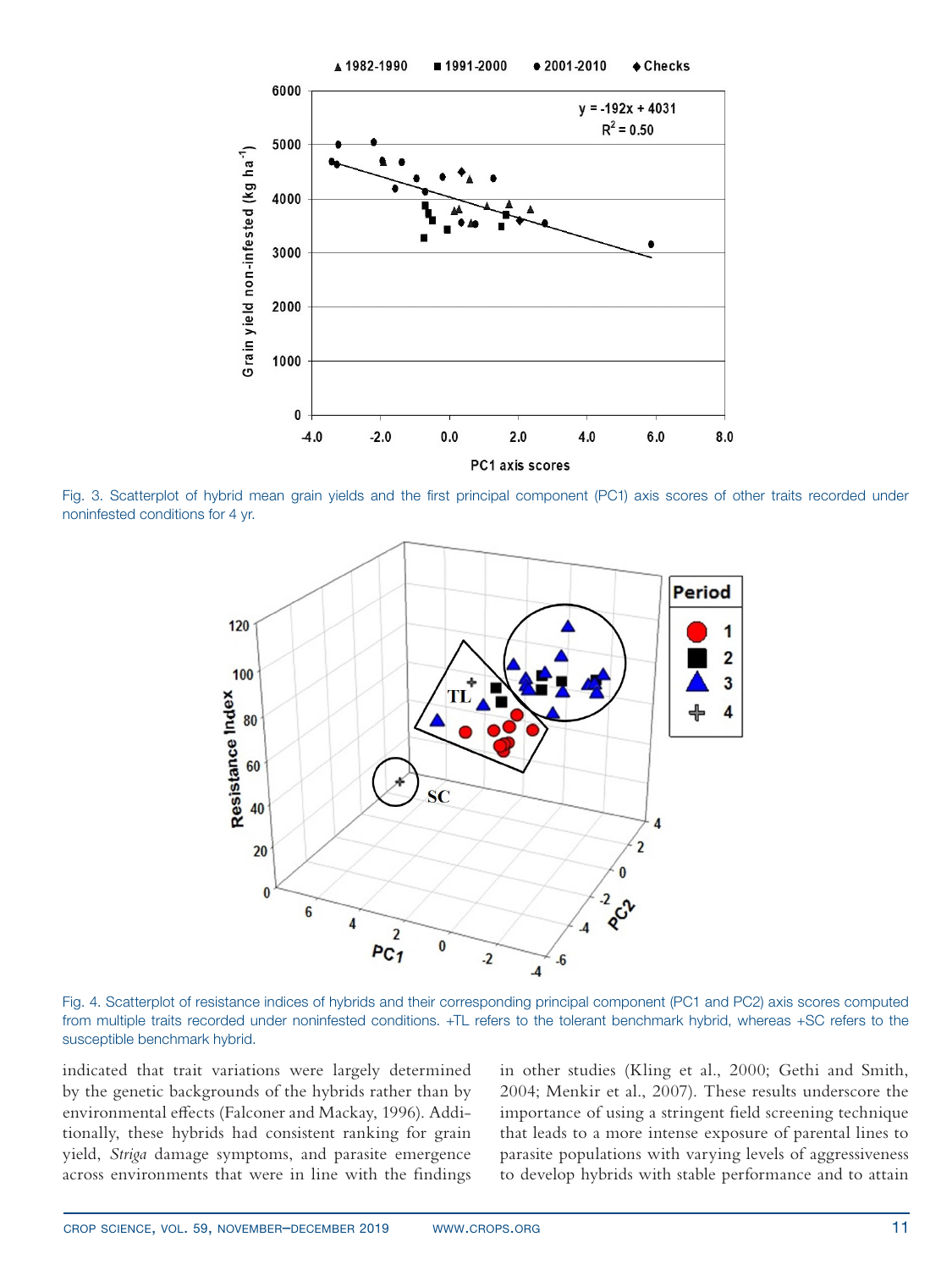Fig. 3. Scatterplot of hybrid mean grain yields and the first principal component (PC1) axis scores of other traits recorded under noninfested conditions for 4 yr.

Fig. 4. Scatterplot of resistance indices of hybrids and their corresponding principal component (PC1 and PC2) axis scores computed from multiple traits recorded under noninfested conditions. +TL refers to the tolerant benchmark hybrid, whereas +SC refers to the susceptible benchmark hybrid.

indicated that trait variations were largely determined by the genetic backgrounds of the hybrids rather than by environmental effects (Falconer and Mackay, 1996). Additionally, these hybrids had consistent ranking for grain yield, *Striga* damage symptoms, and parasite emergence across environments that were in line with the findings in other studies (Kling et al., 2000; Gethi and Smith, 2004; Menkir et al., 2007). These results underscore the importance of using a stringent field screening technique that leads to a more intense exposure of parental lines to parasite populations with varying levels of aggressiveness to develop hybrids with stable performance and to attain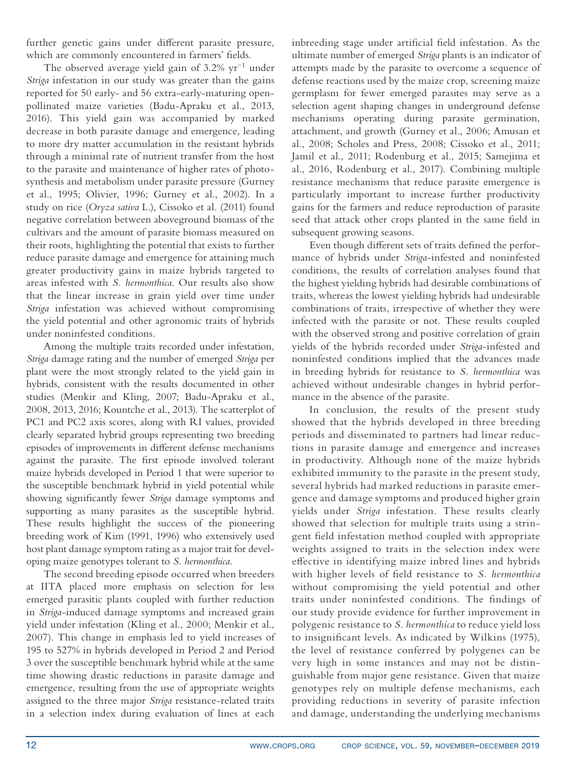further genetic gains under different parasite pressure, which are commonly encountered in farmers' fields.

The observed average yield gain of 3.2% $yr^{-1}$ under *Striga* infestation in our study was greater than the gains reported for 50 early- and 56 extra-early-maturing open-pollinated maize varieties (Badu-Apraku et al., 2013, 2016). This yield gain was accompanied by marked decrease in both parasite damage and emergence, leading to more dry matter accumulation in the resistant hybrids through a minimal rate of nutrient transfer from the host to the parasite and maintenance of higher rates of photosynthesis and metabolism under parasite pressure (Gurney et al., 1995; Olivier, 1996; Gurney et al., 2002). In a study on rice (*Oryza sativa* L.), Cissoko et al. (2011) found negative correlation between aboveground biomass of the cultivars and the amount of parasite biomass measured on their roots, highlighting the potential that exists to further reduce parasite damage and emergence for attaining much greater productivity gains in maize hybrids targeted to areas infested with *S. hermonthica*. Our results also show that the linear increase in grain yield over time under *Striga* infestation was achieved without compromising the yield potential and other agronomic traits of hybrids under noninfested conditions.

Among the multiple traits recorded under infestation, *Striga* damage rating and the number of emerged *Striga* per plant were the most strongly related to the yield gain in hybrids, consistent with the results documented in other studies (Menkir and Kling, 2007; Badu-Apraku et al., 2008, 2013, 2016; Kountche et al., 2013). The scatterplot of PC1 and PC2 axis scores, along with RI values, provided clearly separated hybrid groups representing two breeding episodes of improvements in different defense mechanisms against the parasite. The first episode involved tolerant maize hybrids developed in Period 1 that were superior to the susceptible benchmark hybrid in yield potential while showing significantly fewer *Striga* damage symptoms and supporting as many parasites as the susceptible hybrid. These results highlight the success of the pioneering breeding work of Kim (1991, 1996) who extensively used host plant damage symptom rating as a major trait for developing maize genotypes tolerant to *S. hermonthica*.

The second breeding episode occurred when breeders at IITA placed more emphasis on selection for less emerged parasitic plants coupled with further reduction in *Striga*-induced damage symptoms and increased grain yield under infestation (Kling et al., 2000; Menkir et al., 2007). This change in emphasis led to yield increases of 195 to 527% in hybrids developed in Period 2 and Period 3 over the susceptible benchmark hybrid while at the same time showing drastic reductions in parasite damage and emergence, resulting from the use of appropriate weights assigned to the three major *Striga* resistance-related traits in a selection index during evaluation of lines at each inbreeding stage under artificial field infestation. As the ultimate number of emerged *Striga* plants is an indicator of attempts made by the parasite to overcome a sequence of defense reactions used by the maize crop, screening maize germplasm for fewer emerged parasites may serve as a selection agent shaping changes in underground defense mechanisms operating during parasite germination, attachment, and growth (Gurney et al., 2006; Amusan et al., 2008; Scholes and Press, 2008; Cissoko et al., 2011; Jamil et al., 2011; Rodenburg et al., 2015; Samejima et al., 2016, Rodenburg et al., 2017). Combining multiple resistance mechanisms that reduce parasite emergence is particularly important to increase further productivity gains for the farmers and reduce reproduction of parasite seed that attack other crops planted in the same field in subsequent growing seasons.

Even though different sets of traits defined the performance of hybrids under *Striga*-infested and noninfested conditions, the results of correlation analyses found that the highest yielding hybrids had desirable combinations of traits, whereas the lowest yielding hybrids had undesirable combinations of traits, irrespective of whether they were infected with the parasite or not. These results coupled with the observed strong and positive correlation of grain yields of the hybrids recorded under *Striga*-infested and noninfested conditions implied that the advances made in breeding hybrids for resistance to *S. hermonthica* was achieved without undesirable changes in hybrid performance in the absence of the parasite.

In conclusion, the results of the present study showed that the hybrids developed in three breeding periods and disseminated to partners had linear reductions in parasite damage and emergence and increases in productivity. Although none of the maize hybrids exhibited immunity to the parasite in the present study, several hybrids had marked reductions in parasite emergence and damage symptoms and produced higher grain yields under *Striga* infestation. These results clearly showed that selection for multiple traits using a stringent field infestation method coupled with appropriate weights assigned to traits in the selection index were effective in identifying maize inbred lines and hybrids with higher levels of field resistance to *S. hermonthica* without compromising the yield potential and other traits under noninfested conditions. The findings of our study provide evidence for further improvement in polygenic resistance to *S. hermonthica* to reduce yield loss to insignificant levels. As indicated by Wilkins (1975), the level of resistance conferred by polygenes can be very high in some instances and may not be distinguishable from major gene resistance. Given that maize genotypes rely on multiple defense mechanisms, each providing reductions in severity of parasite infection and damage, understanding the underlying mechanisms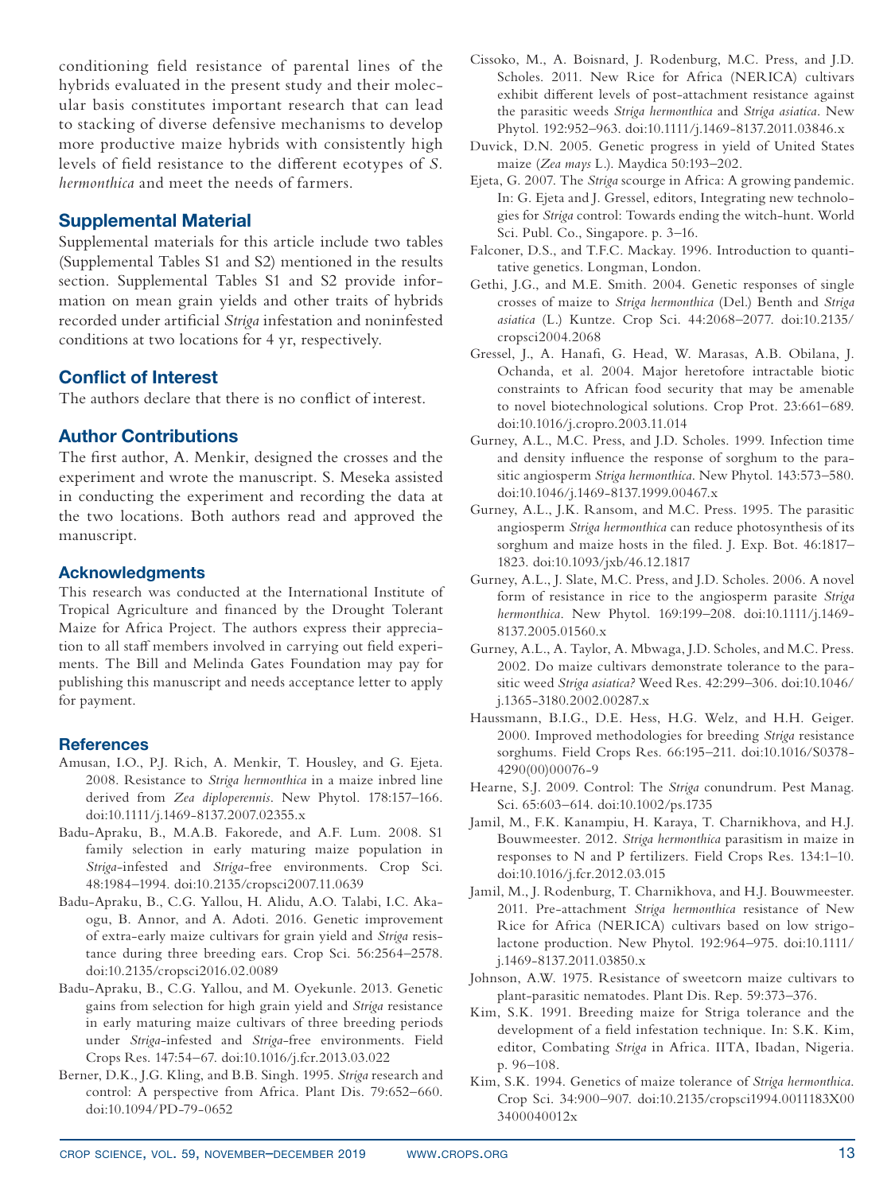conditioning field resistance of parental lines of the hybrids evaluated in the present study and their molecular basis constitutes important research that can lead to stacking of diverse defensive mechanisms to develop more productive maize hybrids with consistently high levels of field resistance to the different ecotypes of *S. hermonthica* and meet the needs of farmers.

## Supplemental Material

Supplemental materials for this article include two tables (Supplemental Tables S1 and S2) mentioned in the results section. Supplemental Tables S1 and S2 provide information on mean grain yields and other traits of hybrids recorded under artificial *Striga* infestation and noninfested conditions at two locations for 4 yr, respectively.

## Conflict of Interest

The authors declare that there is no conflict of interest.

## Author Contributions

The first author, A. Menkir, designed the crosses and the experiment and wrote the manuscript. S. Meseka assisted in conducting the experiment and recording the data at the two locations. Both authors read and approved the manuscript.

### Acknowledgments

This research was conducted at the International Institute of Tropical Agriculture and financed by the Drought Tolerant Maize for Africa Project. The authors express their appreciation to all staff members involved in carrying out field experiments. The Bill and Melinda Gates Foundation may pay for publishing this manuscript and needs acceptance letter to apply for payment.

## References

Amusan, I.O., P.J. Rich, A. Menkir, T. Housley, and G. Ejeta. 2008. Resistance to *Striga hermonthica* in a maize inbred line derived from *Zea diploperennis*. New Phytol. 178:157–166. doi:10.1111/j.1469-8137.2007.02355.x

Badu-Apraku, B., M.A.B. Fakorede, and A.F. Lum. 2008. S1 family selection in early maturing maize population in *Striga*-infested and *Striga*-free environments. Crop Sci. 48:1984–1994. doi:10.2135/cropsci2007.11.0639

Badu-Apraku, B., C.G. Yallou, H. Alidu, A.O. Talabi, I.C. Akaogu, B. Annor, and A. Adoti. 2016. Genetic improvement of extra-early maize cultivars for grain yield and *Striga* resistance during three breeding ears. Crop Sci. 56:2564–2578. doi:10.2135/cropsci2016.02.0089

Badu-Apraku, B., C.G. Yallou, and M. Oyekunle. 2013. Genetic gains from selection for high grain yield and *Striga* resistance in early maturing maize cultivars of three breeding periods under *Striga*-infested and *Striga*-free environments. Field Crops Res. 147:54–67. doi:10.1016/j.fcr.2013.03.022

Berner, D.K., J.G. Kling, and B.B. Singh. 1995. *Striga* research and control: A perspective from Africa. Plant Dis. 79:652–660. doi:10.1094/PD-79-0652

Cissoko, M., A. Boisnard, J. Rodenburg, M.C. Press, and J.D. Scholes. 2011. New Rice for Africa (NERICA) cultivars exhibit different levels of post-attachment resistance against the parasitic weeds *Striga hermonthica* and *Striga asiatica*. New Phytol. 192:952–963. doi:10.1111/j.1469-8137.2011.03846.x

Duvick, D.N. 2005. Genetic progress in yield of United States maize (*Zea mays* L.). Maydica 50:193–202.

Ejeta, G. 2007. The *Striga* scourge in Africa: A growing pandemic. In: G. Ejeta and J. Gressel, editors, Integrating new technologies for *Striga* control: Towards ending the witch-hunt. World Sci. Publ. Co., Singapore. p. 3–16.

Falconer, D.S., and T.F.C. Mackay. 1996. Introduction to quantitative genetics. Longman, London.

Gethi, J.G., and M.E. Smith. 2004. Genetic responses of single crosses of maize to *Striga hermonthica* (Del.) Benth and *Striga asiatica* (L.) Kuntze. Crop Sci. 44:2068–2077. doi:10.2135/cropsci2004.2068

Gressel, J., A. Hanafi, G. Head, W. Marasas, A.B. Obilana, J. Ochanda, et al. 2004. Major heretofore intractable biotic constraints to African food security that may be amenable to novel biotechnological solutions. Crop Prot. 23:661–689. doi:10.1016/j.cropro.2003.11.014

Gurney, A.L., M.C. Press, and J.D. Scholes. 1999. Infection time and density influence the response of sorghum to the parasitic angiosperm *Striga hermonthica*. New Phytol. 143:573–580. doi:10.1046/j.1469-8137.1999.00467.x

Gurney, A.L., J.K. Ransom, and M.C. Press. 1995. The parasitic angiosperm *Striga hermonthica* can reduce photosynthesis of its sorghum and maize hosts in the filed. J. Exp. Bot. 46:1817–1823. doi:10.1093/jxb/46.12.1817

Gurney, A.L., J. Slate, M.C. Press, and J.D. Scholes. 2006. A novel form of resistance in rice to the angiosperm parasite *Striga hermonthica*. New Phytol. 169:199–208. doi:10.1111/j.1469-8137.2005.01560.x

Gurney, A.L., A. Taylor, A. Mbwaga, J.D. Scholes, and M.C. Press. 2002. Do maize cultivars demonstrate tolerance to the parasitic weed *Striga asiatica?* Weed Res. 42:299–306. doi:10.1046/j.1365-3180.2002.00287.x

Haussmann, B.I.G., D.E. Hess, H.G. Welz, and H.H. Geiger. 2000. Improved methodologies for breeding *Striga* resistance sorghums. Field Crops Res. 66:195–211. doi:10.1016/S0378-4290(00)00076-9

Hearne, S.J. 2009. Control: The *Striga* conundrum. Pest Manag. Sci. 65:603–614. doi:10.1002/ps.1735

Jamil, M., F.K. Kanampiu, H. Karaya, T. Charnikhova, and H.J. Bouwmeester. 2012. *Striga hermonthica* parasitism in maize in responses to N and P fertilizers. Field Crops Res. 134:1–10. doi:10.1016/j.fcr.2012.03.015

Jamil, M., J. Rodenburg, T. Charnikhova, and H.J. Bouwmeester. 2011. Pre-attachment *Striga hermonthica* resistance of New Rice for Africa (NERICA) cultivars based on low strigolactone production. New Phytol. 192:964–975. doi:10.1111/j.1469-8137.2011.03850.x

Johnson, A.W. 1975. Resistance of sweetcorn maize cultivars to plant-parasitic nematodes. Plant Dis. Rep. 59:373–376.

Kim, S.K. 1991. Breeding maize for Striga tolerance and the development of a field infestation technique. In: S.K. Kim, editor, Combating *Striga* in Africa. IITA, Ibadan, Nigeria. p. 96–108.

Kim, S.K. 1994. Genetics of maize tolerance of *Striga hermonthica*. Crop Sci. 34:900–907. doi:10.2135/cropsci1994.0011183X003400040012x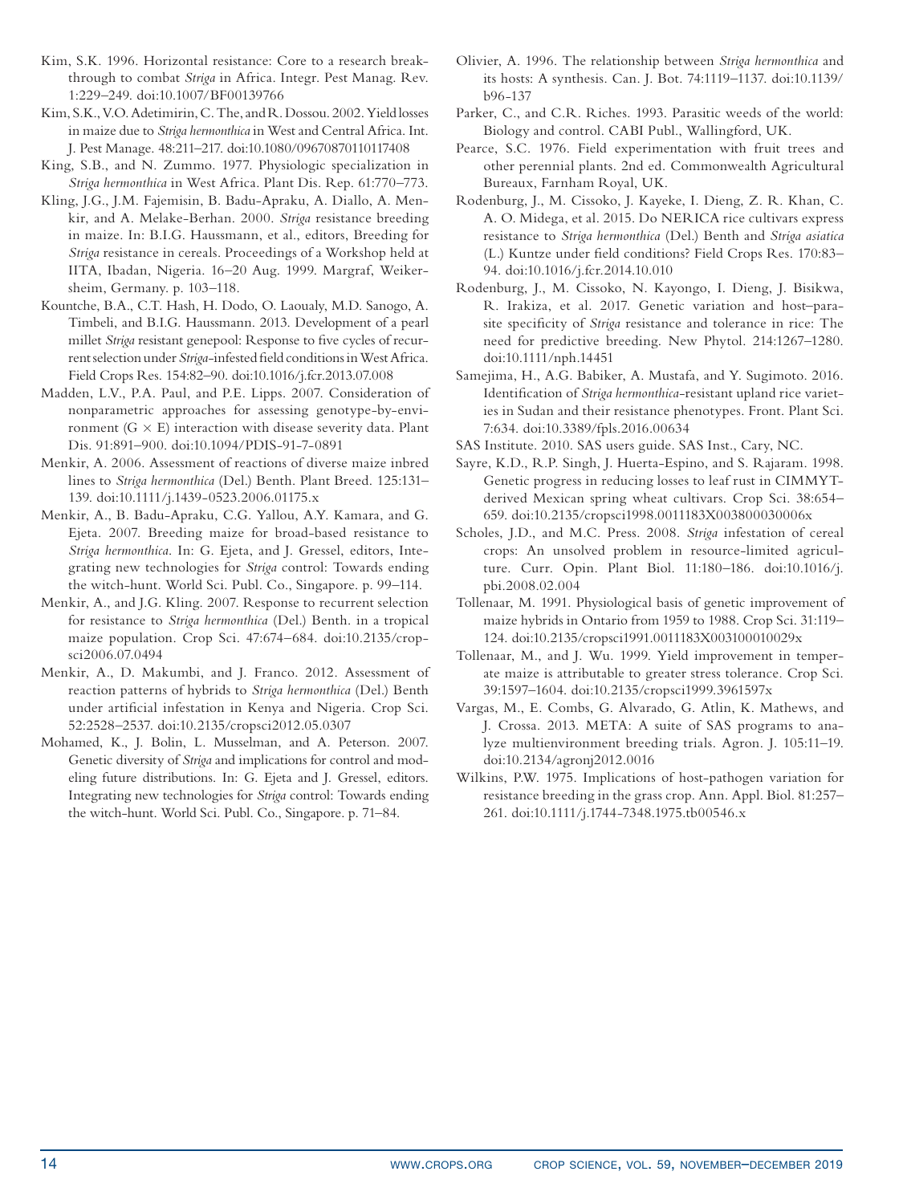Kim, S.K. 1996. Horizontal resistance: Core to a research breakthrough to combat *Striga* in Africa. Integr. Pest Manag. Rev. 1:229–249. doi:10.1007/BF00139766

Kim, S.K., V.O. Adetimirin, C. The, and R. Dossou. 2002. Yield losses in maize due to *Striga hermonthica* in West and Central Africa. Int. J. Pest Manage. 48:211–217. doi:10.1080/09670870110117408

King, S.B., and N. Zummo. 1977. Physiologic specialization in *Striga hermonthica* in West Africa. Plant Dis. Rep. 61:770–773.

Kling, J.G., J.M. Fajemisin, B. Badu-Apraku, A. Diallo, A. Menkir, and A. Melake-Berhan. 2000. *Striga* resistance breeding in maize. In: B.I.G. Haussmann, et al., editors, Breeding for *Striga* resistance in cereals. Proceedings of a Workshop held at IITA, Ibadan, Nigeria. 16–20 Aug. 1999. Margraf, Weikersheim, Germany. p. 103–118.

Kountche, B.A., C.T. Hash, H. Dodo, O. Laoualy, M.D. Sanogo, A. Timbeli, and B.I.G. Haussmann. 2013. Development of a pearl millet *Striga* resistant genepool: Response to five cycles of recurrent selection under *Striga*-infested field conditions in West Africa. Field Crops Res. 154:82–90. doi:10.1016/j.fcr.2013.07.008

Madden, L.V., P.A. Paul, and P.E. Lipps. 2007. Consideration of nonparametric approaches for assessing genotype-by-environment (G × E) interaction with disease severity data. Plant Dis. 91:891–900. doi:10.1094/PDIS-91-7-0891

Menkir, A. 2006. Assessment of reactions of diverse maize inbred lines to *Striga hermonthica* (Del.) Benth. Plant Breed. 125:131–139. doi:10.1111/j.1439-0523.2006.01175.x

Menkir, A., B. Badu-Apraku, C.G. Yallou, A.Y. Kamara, and G. Ejeta. 2007. Breeding maize for broad-based resistance to *Striga hermonthica*. In: G. Ejeta, and J. Gressel, editors, Integrating new technologies for *Striga* control: Towards ending the witch-hunt. World Sci. Publ. Co., Singapore. p. 99–114.

Menkir, A., and J.G. Kling. 2007. Response to recurrent selection for resistance to *Striga hermonthica* (Del.) Benth. in a tropical maize population. Crop Sci. 47:674–684. doi:10.2135/cropsci2006.07.0494

Menkir, A., D. Makumbi, and J. Franco. 2012. Assessment of reaction patterns of hybrids to *Striga hermonthica* (Del.) Benth under artificial infestation in Kenya and Nigeria. Crop Sci. 52:2528–2537. doi:10.2135/cropsci2012.05.0307

Mohamed, K., J. Bolin, L. Musselman, and A. Peterson. 2007. Genetic diversity of *Striga* and implications for control and modeling future distributions. In: G. Ejeta and J. Gressel, editors. Integrating new technologies for *Striga* control: Towards ending the witch-hunt. World Sci. Publ. Co., Singapore. p. 71–84.

Olivier, A. 1996. The relationship between *Striga hermonthica* and its hosts: A synthesis. Can. J. Bot. 74:1119–1137. doi:10.1139/b96-137

Parker, C., and C.R. Riches. 1993. Parasitic weeds of the world: Biology and control. CABI Publ., Wallingford, UK.

Pearce, S.C. 1976. Field experimentation with fruit trees and other perennial plants. 2nd ed. Commonwealth Agricultural Bureaux, Farnham Royal, UK.

Rodenburg, J., M. Cissoko, J. Kayeke, I. Dieng, Z. R. Khan, C. A. O. Midega, et al. 2015. Do NERICA rice cultivars express resistance to *Striga hermonthica* (Del.) Benth and *Striga asiatica* (L.) Kuntze under field conditions? Field Crops Res. 170:83–94. doi:10.1016/j.fcr.2014.10.010

Rodenburg, J., M. Cissoko, N. Kayongo, I. Dieng, J. Bisikwa, R. Irakiza, et al. 2017. Genetic variation and host–parasite specificity of *Striga* resistance and tolerance in rice: The need for predictive breeding. New Phytol. 214:1267–1280. doi:10.1111/nph.14451

Samejima, H., A.G. Babiker, A. Mustafa, and Y. Sugimoto. 2016. Identification of *Striga hermonthica*-resistant upland rice varieties in Sudan and their resistance phenotypes. Front. Plant Sci. 7:634. doi:10.3389/fpls.2016.00634

SAS Institute. 2010. SAS users guide. SAS Inst., Cary, NC.

Sayre, K.D., R.P. Singh, J. Huerta-Espino, and S. Rajaram. 1998. Genetic progress in reducing losses to leaf rust in CIMMYT-derived Mexican spring wheat cultivars. Crop Sci. 38:654–659. doi:10.2135/cropsci1998.0011183X003800030006x

Scholes, J.D., and M.C. Press. 2008. *Striga* infestation of cereal crops: An unsolved problem in resource-limited agriculture. Curr. Opin. Plant Biol. 11:180–186. doi:10.1016/j.pbi.2008.02.004

Tollenaar, M. 1991. Physiological basis of genetic improvement of maize hybrids in Ontario from 1959 to 1988. Crop Sci. 31:119–124. doi:10.2135/cropsci1991.0011183X003100010029x

Tollenaar, M., and J. Wu. 1999. Yield improvement in temperate maize is attributable to greater stress tolerance. Crop Sci. 39:1597–1604. doi:10.2135/cropsci1999.3961597x

Vargas, M., E. Combs, G. Alvarado, G. Atlin, K. Mathews, and J. Crossa. 2013. META: A suite of SAS programs to analyze multienvironment breeding trials. Agron. J. 105:11–19. doi:10.2134/agronj2012.0016

Wilkins, P.W. 1975. Implications of host-pathogen variation for resistance breeding in the grass crop. Ann. Appl. Biol. 81:257–261. doi:10.1111/j.1744-7348.1975.tb00546.x